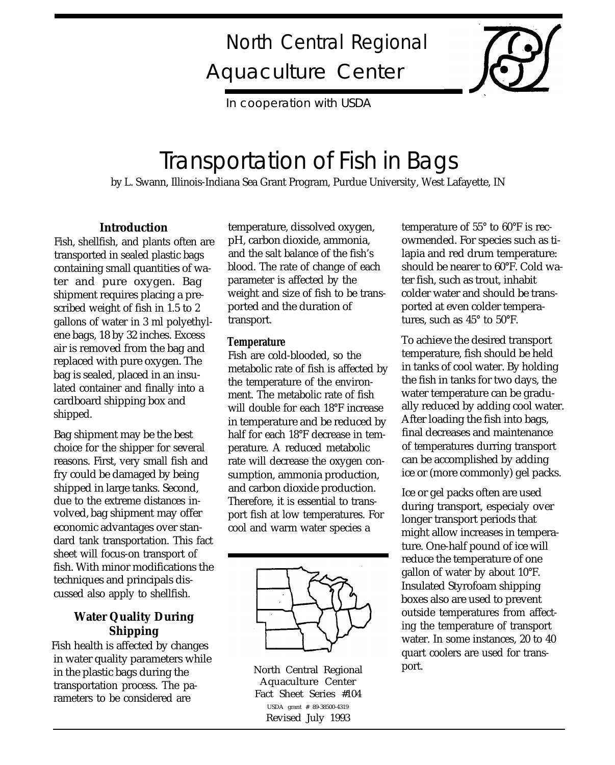North Central Regional Aquaculture Center

In cooperation with USDA

# Transportation of Fish in Bags

by L. Swann, Illinois-Indiana Sea Grant Program, Purdue University, West Lafayette, IN

## Introduction

Fish, shellfish, and plants often are transported in sealed plastic bags containing small quantities of water and pure oxygen. Bag shipment requires placing a prescribed weight of fish in 1.5 to 2 gallons of water in 3 ml polyethylene bags, 18 by 32 inches. Excess air is removed from the bag and replaced with pure oxygen. The bag is sealed, placed in an insulated container and finally into a cardboard shipping box and shipped.

Bag shipment may be the best choice for the shipper for several reasons. First, very small fish and fry could be damaged by being shipped in large tanks. Second, due to the extreme distances involved, bag shipment may offer economic advantages over standard tank transportation. This fact sheet will focus-on transport of fish. With minor modifications the techniques and principals discussed also apply to shellfish.

## Water Quality During Shipping

Fish health is affected by changes in water quality parameters while in the plastic bags during the transportation process. The parameters to be considered are temperature, dissolved oxygen, pH, carbon dioxide, ammonia, and the salt balance of the fish's blood. The rate of change of each parameter is affected by the weight and size of fish to be transported and the duration of transport.

### Temperature

Fish are cold-blooded, so the metabolic rate of fish is affected by the temperature of the environment. The metabolic rate of fish will double for each 18°F increase in temperature and be reduced by half for each 18°F decrease in temperature. A reduced metabolic rate will decrease the oxygen consumption, ammonia production, and carbon dioxide production. Therefore, it is essential to transport fish at low temperatures. For cool and warm water species a temperature of 55° to 60°F is recowmended. For species such as tilapia and red drum temperature: should be nearer to 60°F. Cold water fish, such as trout, inhabit colder water and should be transported at even colder temperatures, such as 45° to 50°F.

To achieve the desired transport temperature, fish should be held in tanks of cool water. By holding the fish in tanks for two days, the water temperature can be gradually reduced by adding cool water. After loading the fish into bags, final decreases and maintenance of temperatures during transport can be accomplished by adding ice or (more commonly) gel packs.

Ice or gel packs often are used during transport, especialy over longer transport periods that might allow increases in temperature. One-half pound of ice will reduce the temperature of one gallon of water by about 10°F. Insulated Styrofoam shipping boxes also are used to prevent outside temperatures from affecting the temperature of transport water. In some instances, 20 to 40 quart coolers are used for transport.

North Central Regional Aquaculture Center
Fact Sheet Series #104
USDA grant # 89-38500-4319
Revised July 1993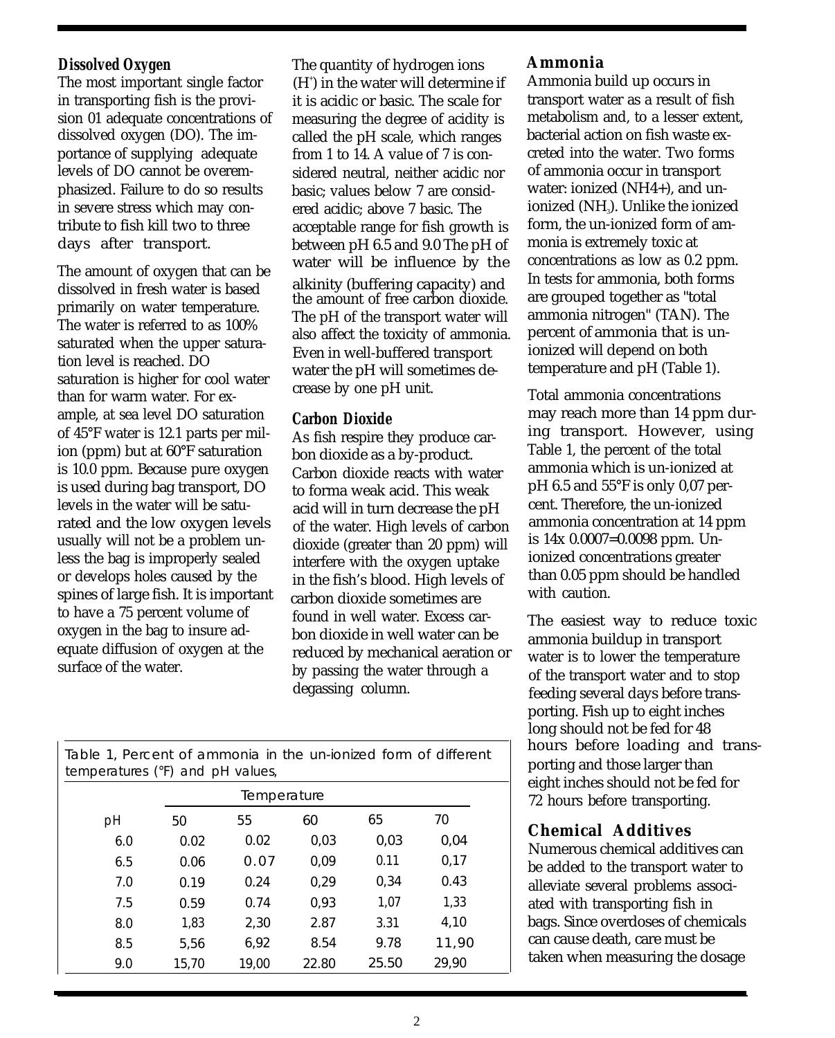## Dissolved Oxygen

The most important single factor in transporting fish is the provision 01 adequate concentrations of dissolved oxygen (DO). The importance of supplying adequate levels of DO cannot be overemphasized. Failure to do so results in severe stress which may contribute to fish kill two to three days after transport.

The amount of oxygen that can be dissolved in fresh water is based primarily on water temperature. The water is referred to as 100% saturated when the upper saturation level is reached. DO saturation is higher for cool water than for warm water. For example, at sea level DO saturation of 45°F water is 12.1 parts per milion (ppm) but at 60°F saturation is 10.0 ppm. Because pure oxygen is used during bag transport, DO levels in the water will be saturated and the low oxygen levels usually will not be a problem unless the bag is improperly sealed or develops holes caused by the spines of large fish. It is important to have a 75 percent volume of oxygen in the bag to insure adequate diffusion of oxygen at the surface of the water.

The quantity of hydrogen ions ($H^+$) in the water will determine if it is acidic or basic. The scale for measuring the degree of acidity is called the pH scale, which ranges from 1 to 14. A value of 7 is considered neutral, neither acidic nor basic; values below 7 are considered acidic; above 7 basic. The acceptable range for fish growth is between pH 6.5 and 9.0 The pH of water will be influence by the alkinity (buffering capacity) and the amount of free carbon dioxide. The pH of the transport water will also affect the toxicity of ammonia. Even in well-buffered transport water the pH will sometimes decrease by one pH unit.

## Carbon Dioxide

As fish respire they produce carbon dioxide as a by-product. Carbon dioxide reacts with water to forma weak acid. This weak acid will in turn decrease the pH of the water. High levels of carbon dioxide (greater than 20 ppm) will interfere with the oxygen uptake in the fish's blood. High levels of carbon dioxide sometimes are found in well water. Excess carbon dioxide in well water can be reduced by mechanical aeration or by passing the water through a degassing column.

## Ammonia

Ammonia build up occurs in transport water as a result of fish metabolism and, to a lesser extent, bacterial action on fish waste excreted into the water. Two forms of ammonia occur in transport water: ionized ($NH_4^+$), and unionized ($NH_3$). Unlike the ionized form, the un-ionized form of ammonia is extremely toxic at concentrations as low as 0.2 ppm. In tests for ammonia, both forms are grouped together as "total ammonia nitrogen" (TAN). The percent of ammonia that is unionized will depend on both temperature and pH (Table 1).

Total ammonia concentrations may reach more than 14 ppm during transport. However, using Table 1, the percent of the total ammonia which is un-ionized at pH 6.5 and 55°F is only 0,07 percent. Therefore, the un-ionized ammonia concentration at 14 ppm is 14x 0.0007=0.0098 ppm. Unionized concentrations greater than 0.05 ppm should be handled with caution.

The easiest way to reduce toxic ammonia buildup in transport water is to lower the temperature of the transport water and to stop feeding several days before transporting. Fish up to eight inches long should not be fed for 48 hours before loading and transporting and those larger than eight inches should not be fed for 72 hours before transporting.

Table 1, Percent of ammonia in the un-ionized form of different temperatures (°F) and pH values,

| | Temperature | | | | |
|---|---|---|---|---|---|
| pH | 50 | 55 | 60 | 65 | 70 |
| 6.0 | 0.02 | 0.02 | 0,03 | 0,03 | 0,04 |
| 6.5 | 0.06 | 0.07 | 0,09 | 0.11 | 0,17 |
| 7.0 | 0.19 | 0.24 | 0,29 | 0,34 | 0.43 |
| 7.5 | 0.59 | 0.74 | 0,93 | 1,07 | 1,33 |
| 8.0 | 1,83 | 2,30 | 2.87 | 3.31 | 4,10 |
| 8.5 | 5,56 | 6,92 | 8.54 | 9.78 | 11,90 |
| 9.0 | 15,70 | 19,00 | 22.80 | 25.50 | 29,90 |

## Chemical Additives

Numerous chemical additives can be added to the transport water to alleviate several problems associated with transporting fish in bags. Since overdoses of chemicals can cause death, care must be taken when measuring the dosage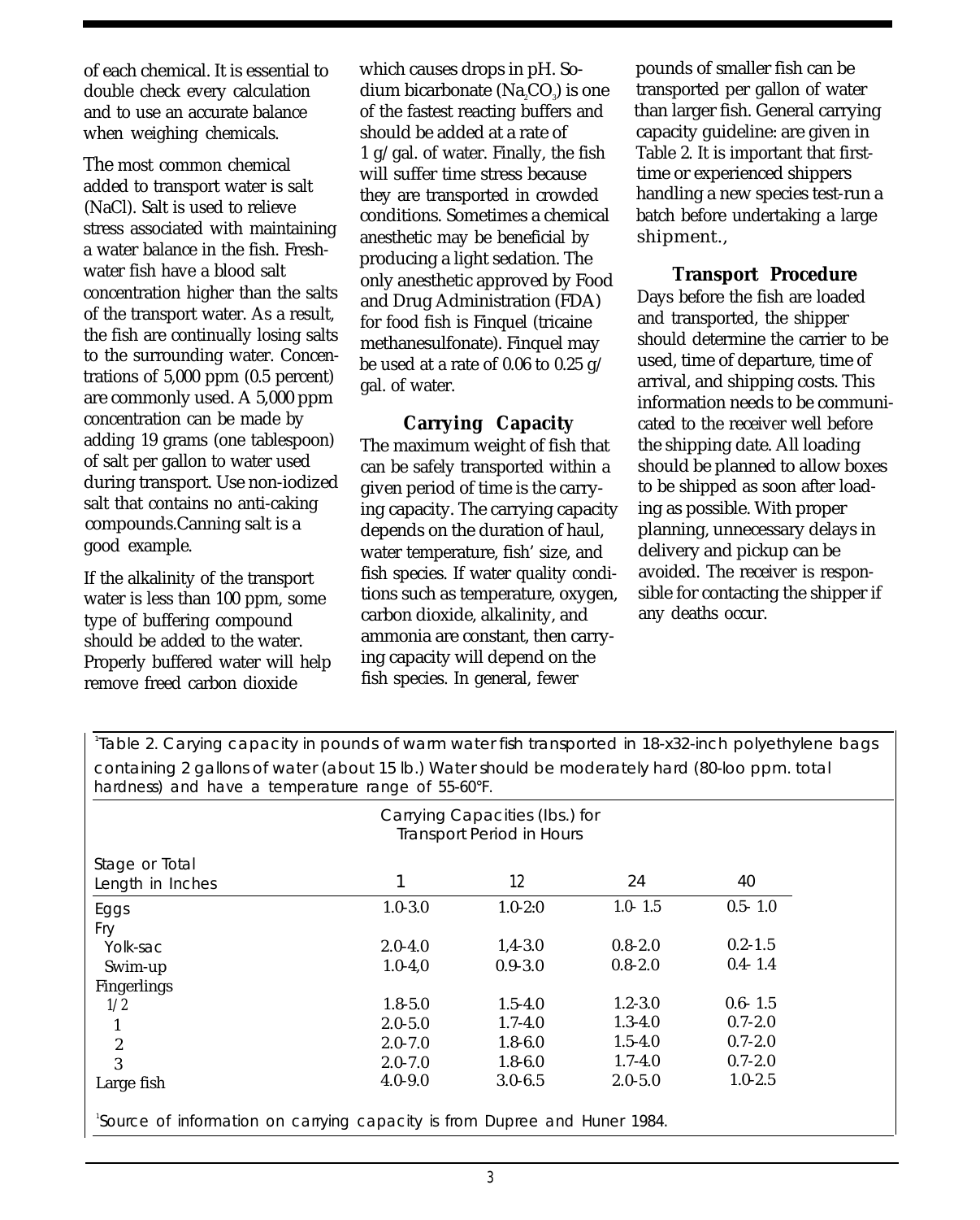of each chemical. It is essential to double check every calculation and to use an accurate balance when weighing chemicals.

The most common chemical added to transport water is salt (NaCl). Salt is used to relieve stress associated with maintaining a water balance in the fish. Freshwater fish have a blood salt concentration higher than the salts of the transport water. As a result, the fish are continually losing salts to the surrounding water. Concentrations of 5,000 ppm (0.5 percent) are commonly used. A 5,000 ppm concentration can be made by adding 19 grams (one tablespoon) of salt per gallon to water used during transport. Use non-iodized salt that contains no anti-caking compounds.Canning salt is a good example.

If the alkalinity of the transport water is less than 100 ppm, some type of buffering compound should be added to the water. Properly buffered water will help remove freed carbon dioxide which causes drops in pH. Sodium bicarbonate ($Na_2CO_3$) is one of the fastest reacting buffers and should be added at a rate of 1 g/gal. of water. Finally, the fish will suffer time stress because they are transported in crowded conditions. Sometimes a chemical anesthetic may be beneficial by producing a light sedation. The only anesthetic approved by Food and Drug Administration (FDA) for food fish is Finquel (tricaine methanesulfonate). Finquel may be used at a rate of 0.06 to 0.25 g/gal. of water.

## Carrying Capacity

The maximum weight of fish that can be safely transported within a given period of time is the carrying capacity. The carrying capacity depends on the duration of haul, water temperature, fish' size, and fish species. If water quality conditions such as temperature, oxygen, carbon dioxide, alkalinity, and ammonia are constant, then carrying capacity will depend on the fish species. In general, fewer pounds of smaller fish can be transported per gallon of water than larger fish. General carrying capacity guideline: are given in Table 2. It is important that first-time or experienced shippers handling a new species test-run a batch before undertaking a large shipment.,

## Transport Procedure

Days before the fish are loaded and transported, the shipper should determine the carrier to be used, time of departure, time of arrival, and shipping costs. This information needs to be communicated to the receiver well before the shipping date. All loading should be planned to allow boxes to be shipped as soon after loading as possible. With proper planning, unnecessary delays in delivery and pickup can be avoided. The receiver is responsible for contacting the shipper if any deaths occur.

[1]Table 2. Carying capacity in pounds of warm water fish transported in 18-x32-inch polyethylene bags containing 2 gallons of water (about 15 lb.) Water should be moderately hard (80-loo ppm. total hardness) and have a temperature range of 55-60°F.

| Stage or Total Length in Inches | Carrying Capacities (lbs.) for Transport Period in Hours | | | |
|---|---|---|---|---|
| | 1 | 12 | 24 | 40 |
| Eggs | 1.0-3.0 | 1.0-2:0 | 1.0- 1.5 | 0.5- 1.0 |
| Fry | | | | |
| Yolk-sac | 2.0-4.0 | 1,4-3.0 | 0.8-2.0 | 0.2-1.5 |
| Swim-up | 1.0-4,0 | 0.9-3.0 | 0.8-2.0 | 0.4- 1.4 |
| Fingerlings | | | | |
| 1/2 | 1.8-5.0 | 1.5-4.0 | 1.2-3.0 | 0.6- 1.5 |
| 1 | 2.0-5.0 | 1.7-4.0 | 1.3-4.0 | 0.7-2.0 |
| 2 | 2.0-7.0 | 1.8-6.0 | 1.5-4.0 | 0.7-2.0 |
| 3 | 2.0-7.0 | 1.8-6.0 | 1.7-4.0 | 0.7-2.0 |
| Large fish | 4.0-9.0 | 3.0-6.5 | 2.0-5.0 | 1.0-2.5 |

[1]Source of information on carrying capacity is from Dupree and Huner 1984.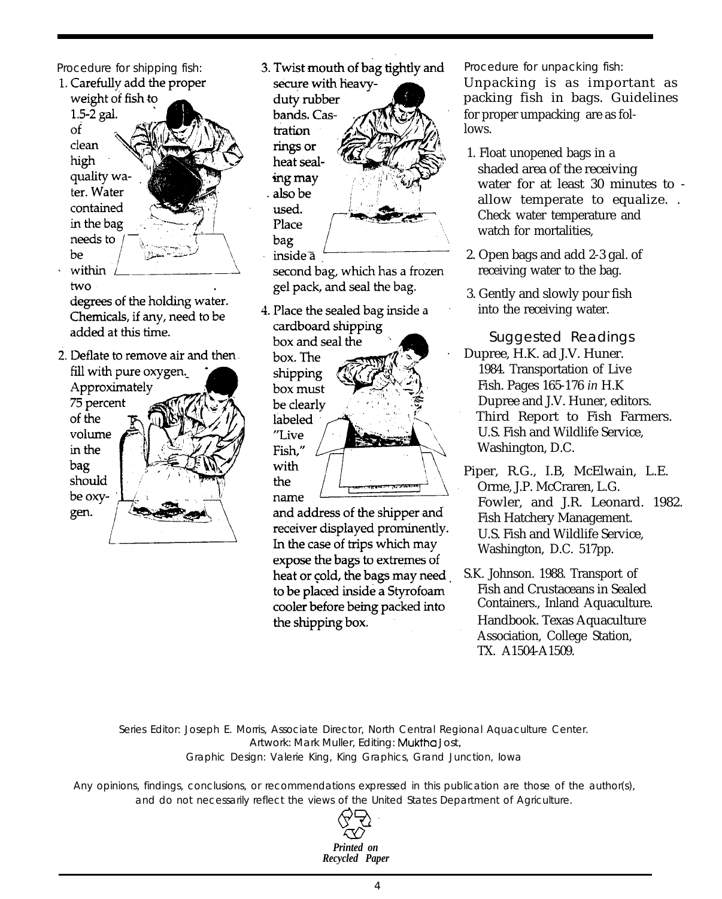Procedure for shipping fish:

1. Carefully add the proper weight of fish to 1.5-2 gal. of clean high quality water. Water contained in the bag needs to be within two degrees of the holding water. Chemicals, if any, need to be added at this time.

2. Deflate to remove air and then fill with pure oxygen. Approximately 75 percent of the volume in the bag should be oxygen.

3. Twist mouth of bag tightly and secure with heavy-duty rubber bands. Castration rings or heat sealing may also be used. Place bag inside a second bag, which has a frozen gel pack, and seal the bag.

4. Place the sealed bag inside a cardboard shipping box and seal the box. The shipping box must be clearly labeled "Live Fish," with the name and address of the shipper and receiver displayed prominently. In the case of trips which may expose the bags to extremes of heat or cold, the bags may need to be placed inside a Styrofoam cooler before being packed into the shipping box.

Procedure for unpacking fish:

Unpacking is as important as packing fish in bags. Guidelines for proper umpacking are as follows.

1. Float unopened bags in a shaded area of the receiving water for at least 30 minutes to allow temperate to equalize. Check water temperature and watch for mortalities,

2. Open bags and add 2-3 gal. of receiving water to the bag.

3. Gently and slowly pour fish into the receiving water.

## Suggested Readings

Dupree, H.K. ad J.V. Huner. 1984. Transportation of Live Fish. Pages 165-176 *in* H.K Dupree and J.V. Huner, editors. Third Report to Fish Farmers. U.S. Fish and Wildlife Service, Washington, D.C.

Piper, R.G., I.B, McElwain, L.E. Orme, J.P. McCraren, L.G. Fowler, and J.R. Leonard. 1982. Fish Hatchery Management. U.S. Fish and Wildlife Service, Washington, D.C. 517pp.

S.K. Johnson. 1988. Transport of Fish and Crustaceans in Sealed Containers., Inland Aquaculture. Handbook. Texas Aquaculture Association, College Station, TX. A1504-A1509.

Series Editor: Joseph E. Morris, Associate Director, North Central Regional Aquaculture Center.
Artwork: Mark Muller, Editing: Muktha Jost,
Graphic Design: Valerie King, King Graphics, Grand Junction, Iowa

Any opinions, findings, conclusions, or recommendations expressed in this publication are those of the author(s), and do not necessarily reflect the views of the United States Department of Agriculture.

*Printed on Recycled Paper*